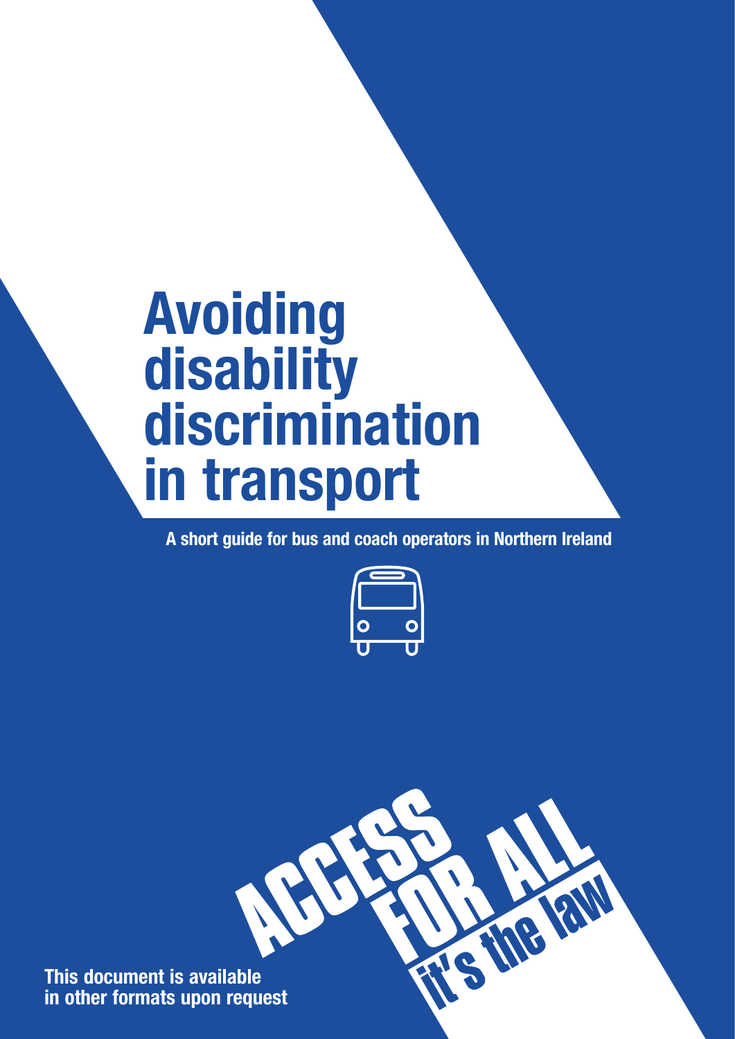# Avoiding disability discrimination in transport

**A short guide for bus and coach operators in Northern Ireland**

ACCESS FOR ALL it's the law

**This document is available in other formats upon request**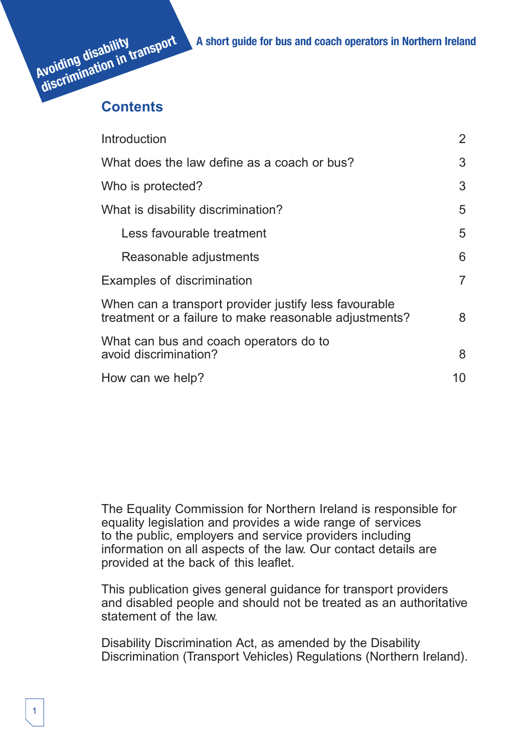Avoiding disability discrimination in transport

A short guide for bus and coach operators in Northern Ireland

## Contents

| | |
|---|---|
| Introduction | 2 |
| What does the law define as a coach or bus? | 3 |
| Who is protected? | 3 |
| What is disability discrimination? | 5 |
| Less favourable treatment | 5 |
| Reasonable adjustments | 6 |
| Examples of discrimination | 7 |
| When can a transport provider justify less favourable treatment or a failure to make reasonable adjustments? | 8 |
| What can bus and coach operators do to avoid discrimination? | 8 |
| How can we help? | 10 |

The Equality Commission for Northern Ireland is responsible for equality legislation and provides a wide range of services to the public, employers and service providers including information on all aspects of the law. Our contact details are provided at the back of this leaflet.

This publication gives general guidance for transport providers and disabled people and should not be treated as an authoritative statement of the law.

Disability Discrimination Act, as amended by the Disability Discrimination (Transport Vehicles) Regulations (Northern Ireland).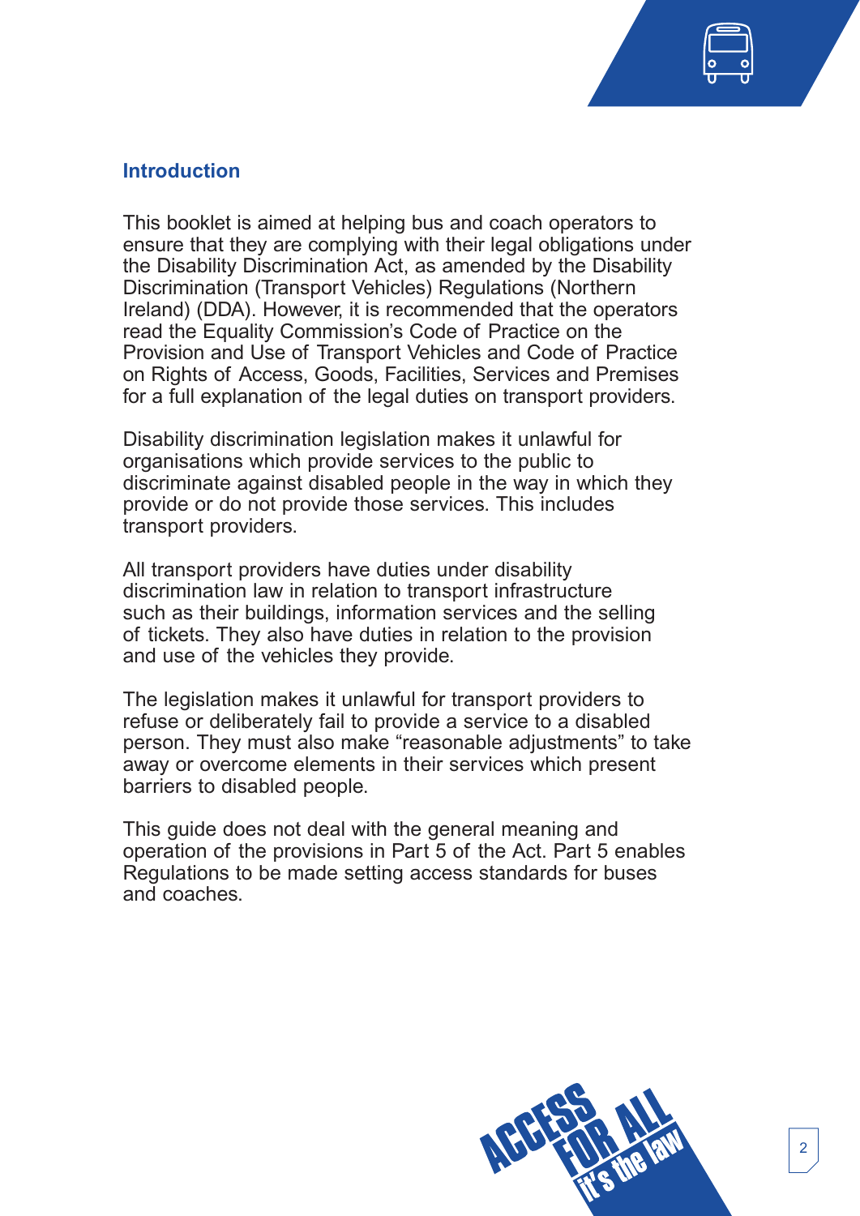## Introduction

This booklet is aimed at helping bus and coach operators to ensure that they are complying with their legal obligations under the Disability Discrimination Act, as amended by the Disability Discrimination (Transport Vehicles) Regulations (Northern Ireland) (DDA). However, it is recommended that the operators read the Equality Commission's Code of Practice on the Provision and Use of Transport Vehicles and Code of Practice on Rights of Access, Goods, Facilities, Services and Premises for a full explanation of the legal duties on transport providers.

Disability discrimination legislation makes it unlawful for organisations which provide services to the public to discriminate against disabled people in the way in which they provide or do not provide those services. This includes transport providers.

All transport providers have duties under disability discrimination law in relation to transport infrastructure such as their buildings, information services and the selling of tickets. They also have duties in relation to the provision and use of the vehicles they provide.

The legislation makes it unlawful for transport providers to refuse or deliberately fail to provide a service to a disabled person. They must also make "reasonable adjustments" to take away or overcome elements in their services which present barriers to disabled people.

This guide does not deal with the general meaning and operation of the provisions in Part 5 of the Act. Part 5 enables Regulations to be made setting access standards for buses and coaches.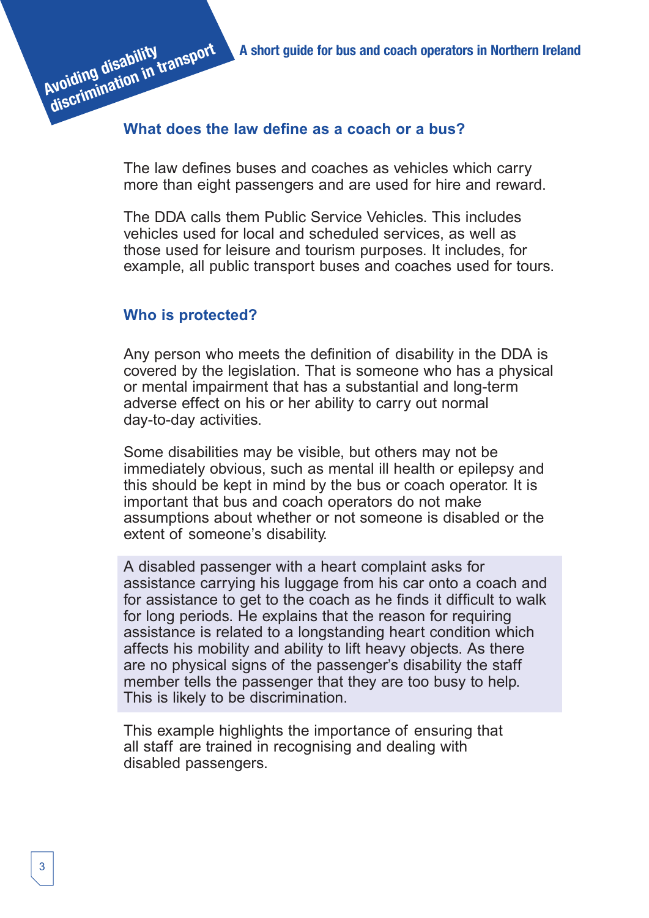## What does the law define as a coach or a bus?

The law defines buses and coaches as vehicles which carry more than eight passengers and are used for hire and reward.

The DDA calls them Public Service Vehicles. This includes vehicles used for local and scheduled services, as well as those used for leisure and tourism purposes. It includes, for example, all public transport buses and coaches used for tours.

## Who is protected?

Any person who meets the definition of disability in the DDA is covered by the legislation. That is someone who has a physical or mental impairment that has a substantial and long-term adverse effect on his or her ability to carry out normal day-to-day activities.

Some disabilities may be visible, but others may not be immediately obvious, such as mental ill health or epilepsy and this should be kept in mind by the bus or coach operator. It is important that bus and coach operators do not make assumptions about whether or not someone is disabled or the extent of someone's disability.

> A disabled passenger with a heart complaint asks for assistance carrying his luggage from his car onto a coach and for assistance to get to the coach as he finds it difficult to walk for long periods. He explains that the reason for requiring assistance is related to a longstanding heart condition which affects his mobility and ability to lift heavy objects. As there are no physical signs of the passenger's disability the staff member tells the passenger that they are too busy to help. This is likely to be discrimination.

This example highlights the importance of ensuring that all staff are trained in recognising and dealing with disabled passengers.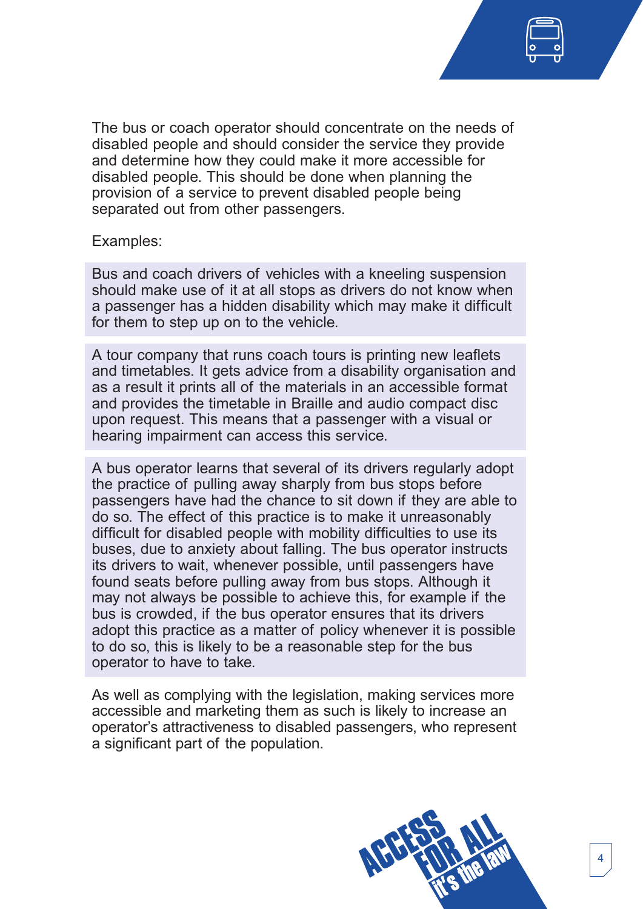The bus or coach operator should concentrate on the needs of disabled people and should consider the service they provide and determine how they could make it more accessible for disabled people. This should be done when planning the provision of a service to prevent disabled people being separated out from other passengers.

Examples:

> Bus and coach drivers of vehicles with a kneeling suspension should make use of it at all stops as drivers do not know when a passenger has a hidden disability which may make it difficult for them to step up on to the vehicle.

> A tour company that runs coach tours is printing new leaflets and timetables. It gets advice from a disability organisation and as a result it prints all of the materials in an accessible format and provides the timetable in Braille and audio compact disc upon request. This means that a passenger with a visual or hearing impairment can access this service.

> A bus operator learns that several of its drivers regularly adopt the practice of pulling away sharply from bus stops before passengers have had the chance to sit down if they are able to do so. The effect of this practice is to make it unreasonably difficult for disabled people with mobility difficulties to use its buses, due to anxiety about falling. The bus operator instructs its drivers to wait, whenever possible, until passengers have found seats before pulling away from bus stops. Although it may not always be possible to achieve this, for example if the bus is crowded, if the bus operator ensures that its drivers adopt this practice as a matter of policy whenever it is possible to do so, this is likely to be a reasonable step for the bus operator to have to take.

As well as complying with the legislation, making services more accessible and marketing them as such is likely to increase an operator's attractiveness to disabled passengers, who represent a significant part of the population.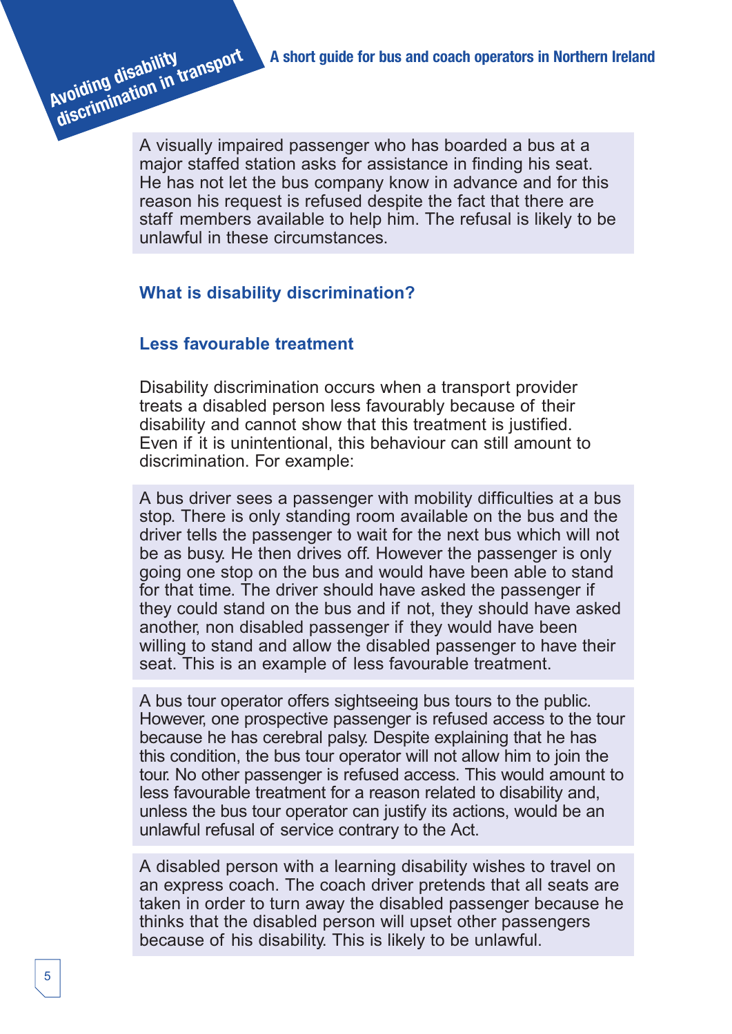A visually impaired passenger who has boarded a bus at a major staffed station asks for assistance in finding his seat. He has not let the bus company know in advance and for this reason his request is refused despite the fact that there are staff members available to help him. The refusal is likely to be unlawful in these circumstances.

## What is disability discrimination?

### Less favourable treatment

Disability discrimination occurs when a transport provider treats a disabled person less favourably because of their disability and cannot show that this treatment is justified. Even if it is unintentional, this behaviour can still amount to discrimination. For example:

A bus driver sees a passenger with mobility difficulties at a bus stop. There is only standing room available on the bus and the driver tells the passenger to wait for the next bus which will not be as busy. He then drives off. However the passenger is only going one stop on the bus and would have been able to stand for that time. The driver should have asked the passenger if they could stand on the bus and if not, they should have asked another, non disabled passenger if they would have been willing to stand and allow the disabled passenger to have their seat. This is an example of less favourable treatment.

A bus tour operator offers sightseeing bus tours to the public. However, one prospective passenger is refused access to the tour because he has cerebral palsy. Despite explaining that he has this condition, the bus tour operator will not allow him to join the tour. No other passenger is refused access. This would amount to less favourable treatment for a reason related to disability and, unless the bus tour operator can justify its actions, would be an unlawful refusal of service contrary to the Act.

A disabled person with a learning disability wishes to travel on an express coach. The coach driver pretends that all seats are taken in order to turn away the disabled passenger because he thinks that the disabled person will upset other passengers because of his disability. This is likely to be unlawful.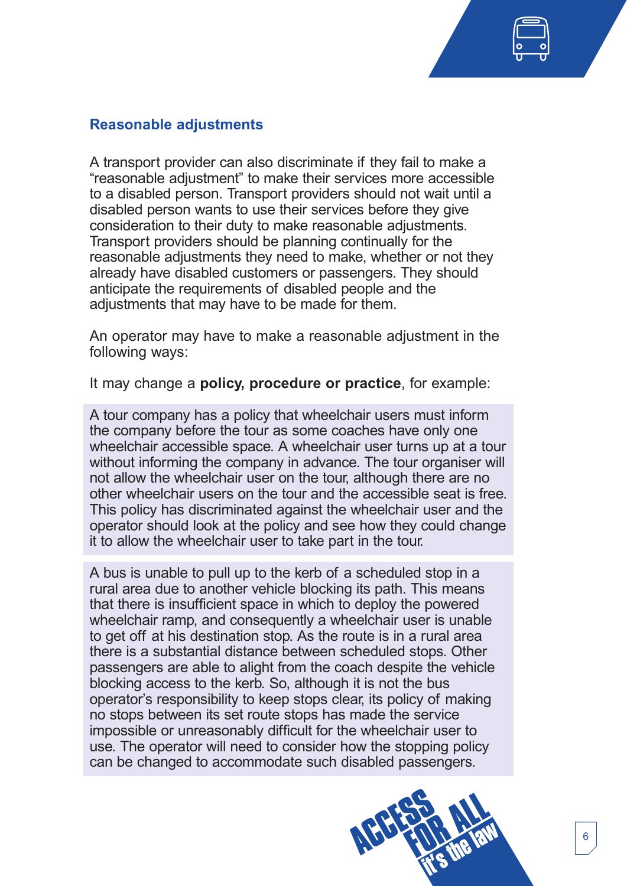## Reasonable adjustments

A transport provider can also discriminate if they fail to make a "reasonable adjustment" to make their services more accessible to a disabled person. Transport providers should not wait until a disabled person wants to use their services before they give consideration to their duty to make reasonable adjustments. Transport providers should be planning continually for the reasonable adjustments they need to make, whether or not they already have disabled customers or passengers. They should anticipate the requirements of disabled people and the adjustments that may have to be made for them.

An operator may have to make a reasonable adjustment in the following ways:

It may change a **policy, procedure or practice**, for example:

> A tour company has a policy that wheelchair users must inform the company before the tour as some coaches have only one wheelchair accessible space. A wheelchair user turns up at a tour without informing the company in advance. The tour organiser will not allow the wheelchair user on the tour, although there are no other wheelchair users on the tour and the accessible seat is free. This policy has discriminated against the wheelchair user and the operator should look at the policy and see how they could change it to allow the wheelchair user to take part in the tour.

> A bus is unable to pull up to the kerb of a scheduled stop in a rural area due to another vehicle blocking its path. This means that there is insufficient space in which to deploy the powered wheelchair ramp, and consequently a wheelchair user is unable to get off at his destination stop. As the route is in a rural area there is a substantial distance between scheduled stops. Other passengers are able to alight from the coach despite the vehicle blocking access to the kerb. So, although it is not the bus operator's responsibility to keep stops clear, its policy of making no stops between its set route stops has made the service impossible or unreasonably difficult for the wheelchair user to use. The operator will need to consider how the stopping policy can be changed to accommodate such disabled passengers.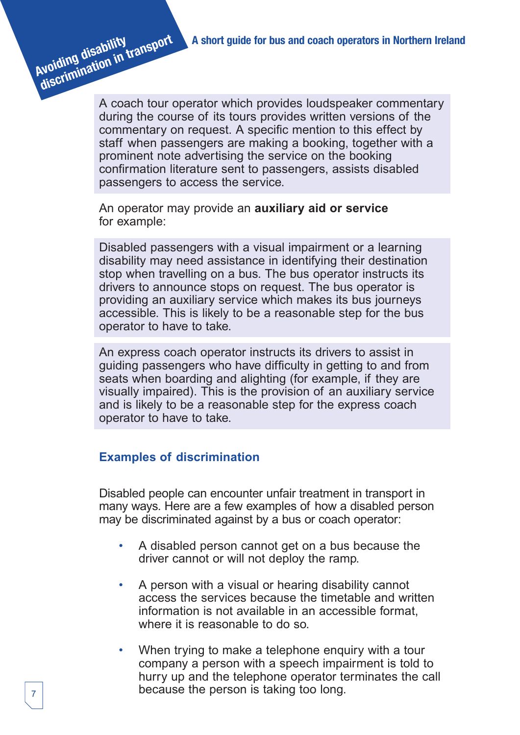A coach tour operator which provides loudspeaker commentary during the course of its tours provides written versions of the commentary on request. A specific mention to this effect by staff when passengers are making a booking, together with a prominent note advertising the service on the booking confirmation literature sent to passengers, assists disabled passengers to access the service.

An operator may provide an **auxiliary aid or service** for example:

Disabled passengers with a visual impairment or a learning disability may need assistance in identifying their destination stop when travelling on a bus. The bus operator instructs its drivers to announce stops on request. The bus operator is providing an auxiliary service which makes its bus journeys accessible. This is likely to be a reasonable step for the bus operator to have to take.

An express coach operator instructs its drivers to assist in guiding passengers who have difficulty in getting to and from seats when boarding and alighting (for example, if they are visually impaired). This is the provision of an auxiliary service and is likely to be a reasonable step for the express coach operator to have to take.

## Examples of discrimination

Disabled people can encounter unfair treatment in transport in many ways. Here are a few examples of how a disabled person may be discriminated against by a bus or coach operator:

- A disabled person cannot get on a bus because the driver cannot or will not deploy the ramp.
- A person with a visual or hearing disability cannot access the services because the timetable and written information is not available in an accessible format, where it is reasonable to do so.
- When trying to make a telephone enquiry with a tour company a person with a speech impairment is told to hurry up and the telephone operator terminates the call because the person is taking too long.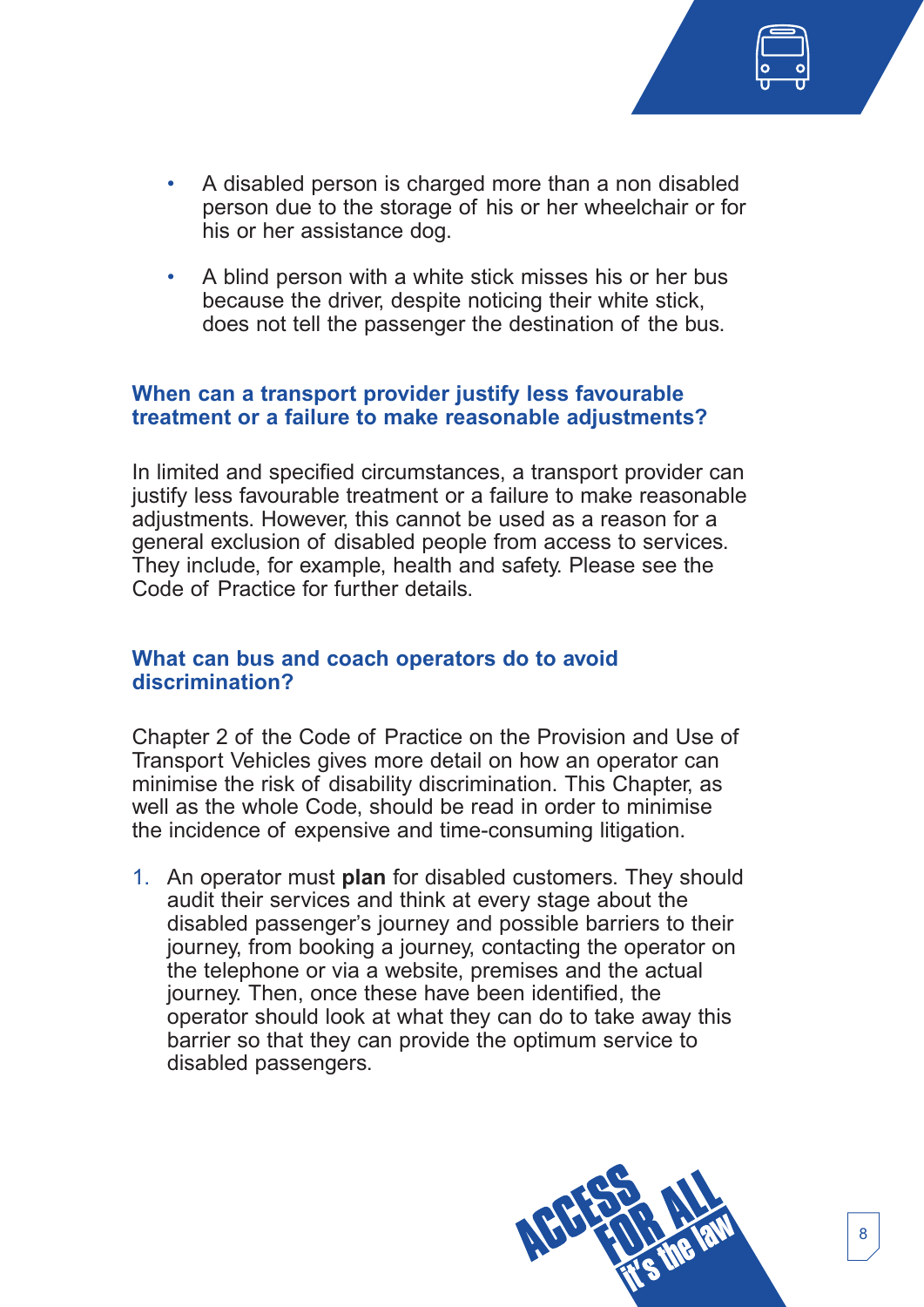- A disabled person is charged more than a non disabled person due to the storage of his or her wheelchair or for his or her assistance dog.
- A blind person with a white stick misses his or her bus because the driver, despite noticing their white stick, does not tell the passenger the destination of the bus.

### When can a transport provider justify less favourable treatment or a failure to make reasonable adjustments?

In limited and specified circumstances, a transport provider can justify less favourable treatment or a failure to make reasonable adjustments. However, this cannot be used as a reason for a general exclusion of disabled people from access to services. They include, for example, health and safety. Please see the Code of Practice for further details.

### What can bus and coach operators do to avoid discrimination?

Chapter 2 of the Code of Practice on the Provision and Use of Transport Vehicles gives more detail on how an operator can minimise the risk of disability discrimination. This Chapter, as well as the whole Code, should be read in order to minimise the incidence of expensive and time-consuming litigation.

1. An operator must **plan** for disabled customers. They should audit their services and think at every stage about the disabled passenger's journey and possible barriers to their journey, from booking a journey, contacting the operator on the telephone or via a website, premises and the actual journey. Then, once these have been identified, the operator should look at what they can do to take away this barrier so that they can provide the optimum service to disabled passengers.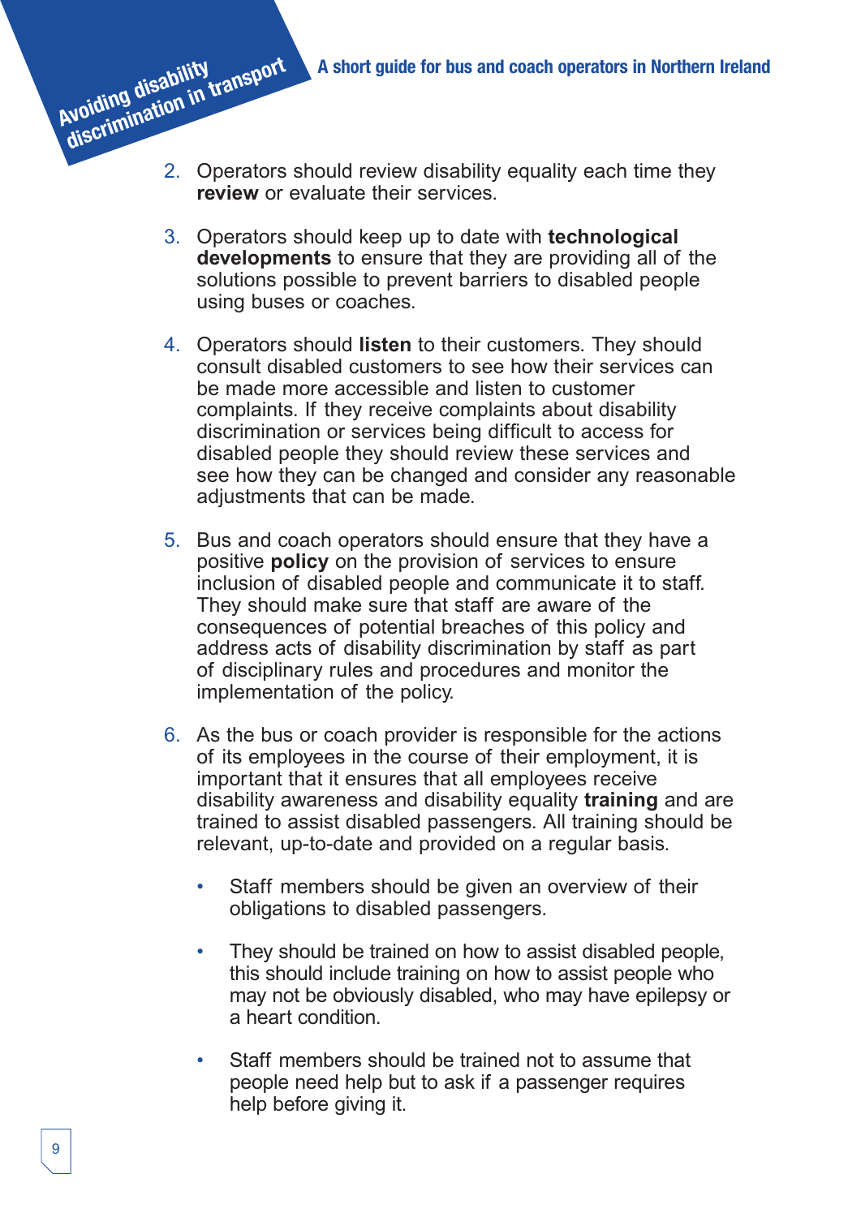2. Operators should review disability equality each time they **review** or evaluate their services.

3. Operators should keep up to date with **technological developments** to ensure that they are providing all of the solutions possible to prevent barriers to disabled people using buses or coaches.

4. Operators should **listen** to their customers. They should consult disabled customers to see how their services can be made more accessible and listen to customer complaints. If they receive complaints about disability discrimination or services being difficult to access for disabled people they should review these services and see how they can be changed and consider any reasonable adjustments that can be made.

5. Bus and coach operators should ensure that they have a positive **policy** on the provision of services to ensure inclusion of disabled people and communicate it to staff. They should make sure that staff are aware of the consequences of potential breaches of this policy and address acts of disability discrimination by staff as part of disciplinary rules and procedures and monitor the implementation of the policy.

6. As the bus or coach provider is responsible for the actions of its employees in the course of their employment, it is important that it ensures that all employees receive disability awareness and disability equality **training** and are trained to assist disabled passengers. All training should be relevant, up-to-date and provided on a regular basis.

   - Staff members should be given an overview of their obligations to disabled passengers.

   - They should be trained on how to assist disabled people, this should include training on how to assist people who may not be obviously disabled, who may have epilepsy or a heart condition.

   - Staff members should be trained not to assume that people need help but to ask if a passenger requires help before giving it.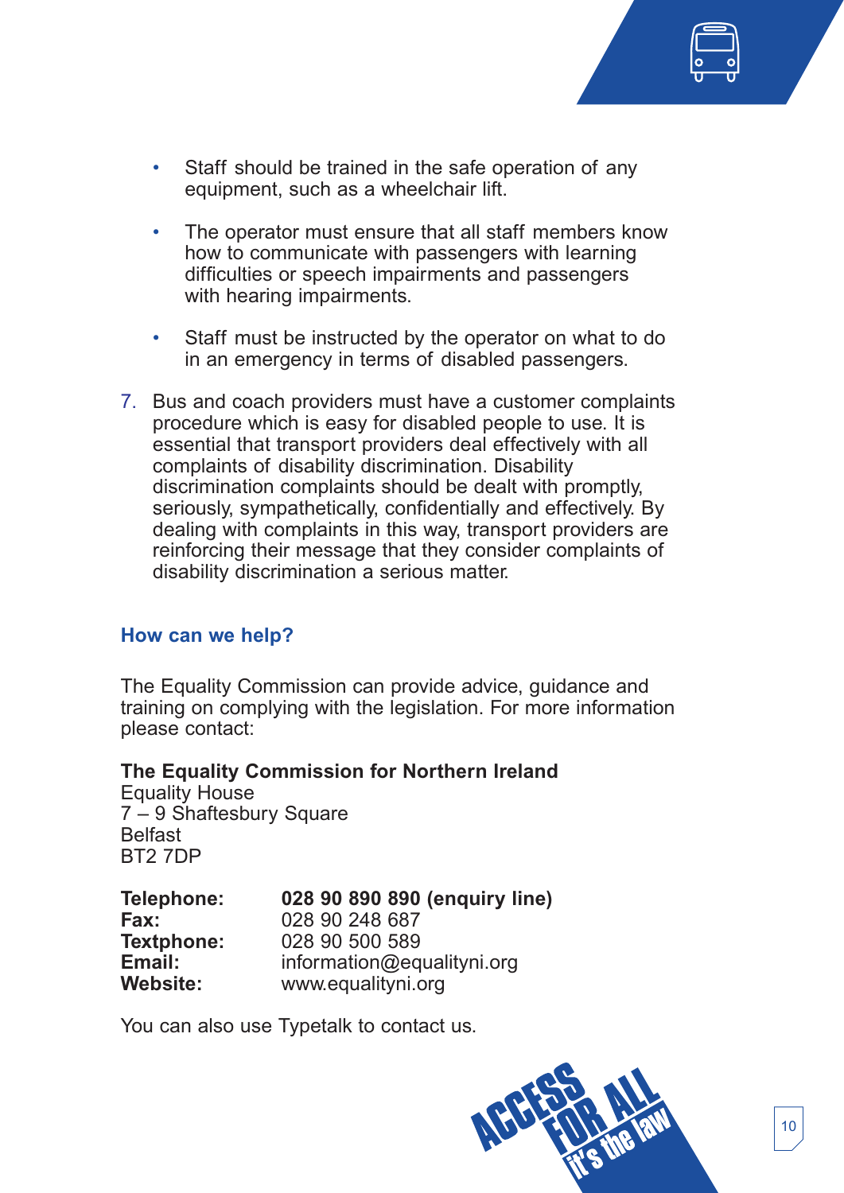- Staff should be trained in the safe operation of any equipment, such as a wheelchair lift.

- The operator must ensure that all staff members know how to communicate with passengers with learning difficulties or speech impairments and passengers with hearing impairments.

- Staff must be instructed by the operator on what to do in an emergency in terms of disabled passengers.

7. Bus and coach providers must have a customer complaints procedure which is easy for disabled people to use. It is essential that transport providers deal effectively with all complaints of disability discrimination. Disability discrimination complaints should be dealt with promptly, seriously, sympathetically, confidentially and effectively. By dealing with complaints in this way, transport providers are reinforcing their message that they consider complaints of disability discrimination a serious matter.

## How can we help?

The Equality Commission can provide advice, guidance and training on complying with the legislation. For more information please contact:

**The Equality Commission for Northern Ireland**
Equality House
7 – 9 Shaftesbury Square
Belfast
BT2 7DP

**Telephone:** **028 90 890 890 (enquiry line)**
**Fax:** 028 90 248 687
**Textphone:** 028 90 500 589
**Email:** information@equalityni.org
**Website:** www.equalityni.org

You can also use Typetalk to contact us.

ACCESS FOR ALL it's the law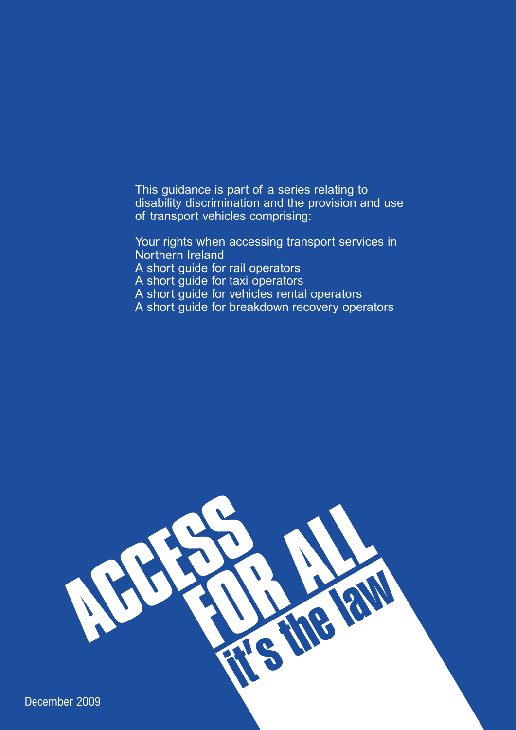This guidance is part of a series relating to disability discrimination and the provision and use of transport vehicles comprising:

Your rights when accessing transport services in Northern Ireland
A short guide for rail operators
A short guide for taxi operators
A short guide for vehicles rental operators
A short guide for breakdown recovery operators

ACCESS FOR ALL
it's the law

December 2009